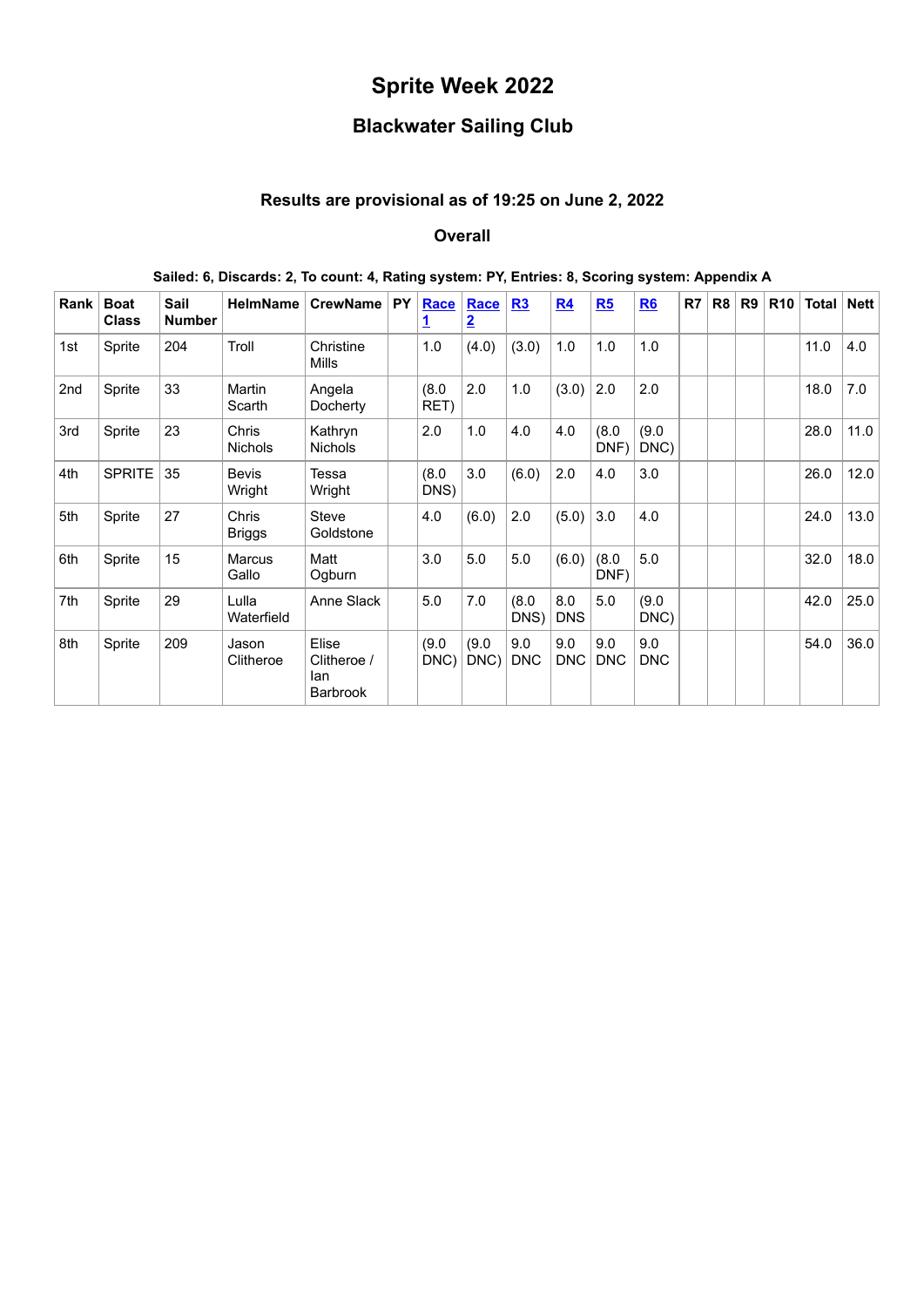# Sprite Week 2022

## Blackwater Sailing Club

### Results are provisional as of 19:25 on June 2, 2022

### Overall

**Sailed: 6, Discards: 2, To count: 4, Rating system: PY, Entries: 8, Scoring system: Appendix A**

| Rank | Boat Class | Sail Number | HelmName | CrewName | PY | Race 1 | Race 2 | R3 | R4 | R5 | R6 | R7 | R8 | R9 | R10 | Total | Nett |
|---|---|---|---|---|---|---|---|---|---|---|---|---|---|---|---|---|---|
| 1st | Sprite | 204 | Troll | Christine Mills | | 1.0 | (4.0) | (3.0) | 1.0 | 1.0 | 1.0 | | | | | 11.0 | 4.0 |
| 2nd | Sprite | 33 | Martin Scarth | Angela Docherty | | (8.0 RET) | 2.0 | 1.0 | (3.0) | 2.0 | 2.0 | | | | | 18.0 | 7.0 |
| 3rd | Sprite | 23 | Chris Nichols | Kathryn Nichols | | 2.0 | 1.0 | 4.0 | 4.0 | (8.0 DNF) | (9.0 DNC) | | | | | 28.0 | 11.0 |
| 4th | SPRITE | 35 | Bevis Wright | Tessa Wright | | (8.0 DNS) | 3.0 | (6.0) | 2.0 | 4.0 | 3.0 | | | | | 26.0 | 12.0 |
| 5th | Sprite | 27 | Chris Briggs | Steve Goldstone | | 4.0 | (6.0) | 2.0 | (5.0) | 3.0 | 4.0 | | | | | 24.0 | 13.0 |
| 6th | Sprite | 15 | Marcus Gallo | Matt Ogburn | | 3.0 | 5.0 | 5.0 | (6.0) | (8.0 DNF) | 5.0 | | | | | 32.0 | 18.0 |
| 7th | Sprite | 29 | Lulla Waterfield | Anne Slack | | 5.0 | 7.0 | (8.0 DNS) | 8.0 DNS | 5.0 | (9.0 DNC) | | | | | 42.0 | 25.0 |
| 8th | Sprite | 209 | Jason Clitheroe | Elise Clitheroe / Ian Barbrook | | (9.0 DNC) | (9.0 DNC) | 9.0 DNC | 9.0 DNC | 9.0 DNC | 9.0 DNC | | | | | 54.0 | 36.0 |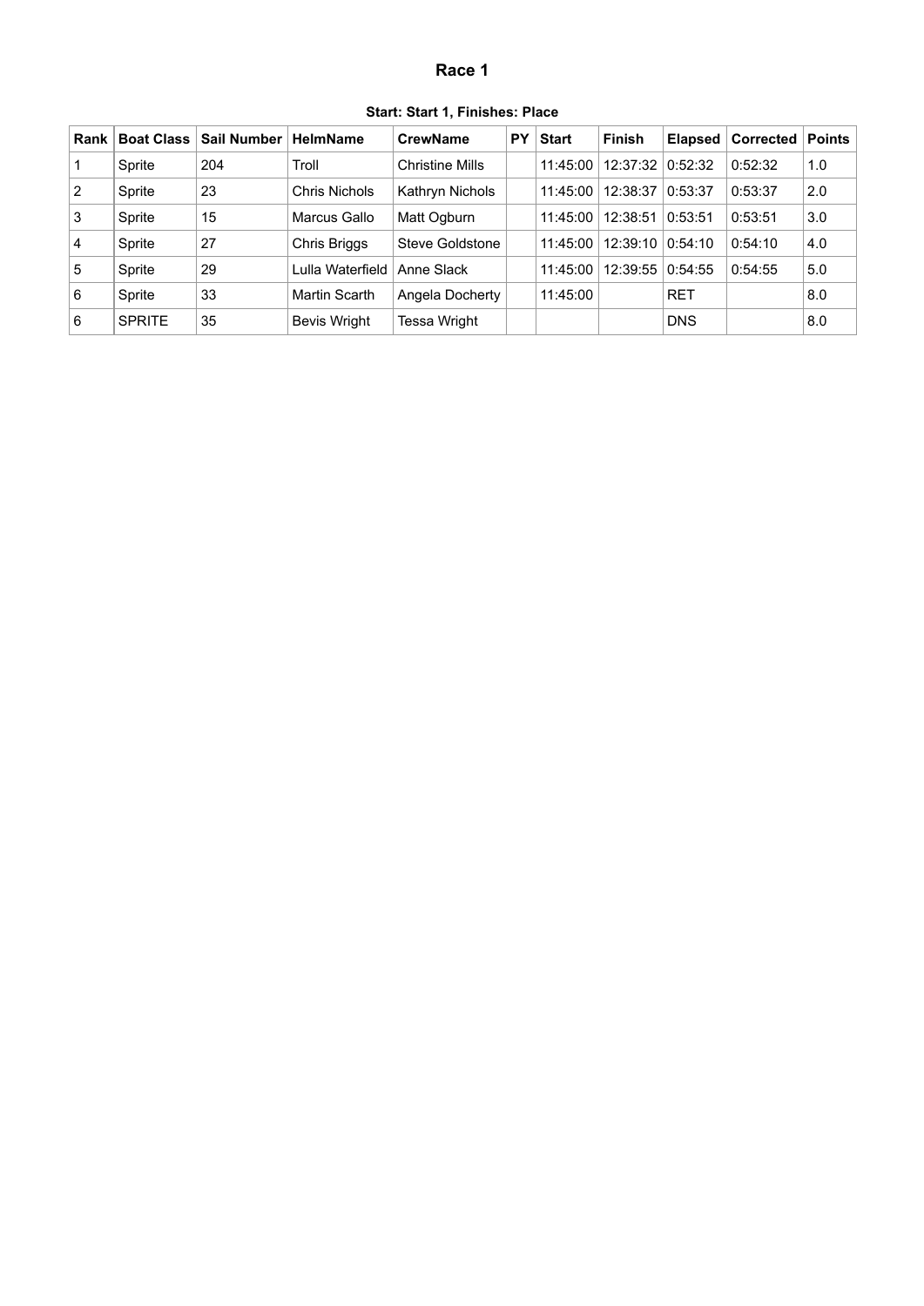# Race 1

**Start: Start 1, Finishes: Place**

| Rank | Boat Class | Sail Number | HelmName | CrewName | PY | Start | Finish | Elapsed | Corrected | Points |
|---|---|---|---|---|---|---|---|---|---|---|
| 1 | Sprite | 204 | Troll | Christine Mills | | 11:45:00 | 12:37:32 | 0:52:32 | 0:52:32 | 1.0 |
| 2 | Sprite | 23 | Chris Nichols | Kathryn Nichols | | 11:45:00 | 12:38:37 | 0:53:37 | 0:53:37 | 2.0 |
| 3 | Sprite | 15 | Marcus Gallo | Matt Ogburn | | 11:45:00 | 12:38:51 | 0:53:51 | 0:53:51 | 3.0 |
| 4 | Sprite | 27 | Chris Briggs | Steve Goldstone | | 11:45:00 | 12:39:10 | 0:54:10 | 0:54:10 | 4.0 |
| 5 | Sprite | 29 | Lulla Waterfield | Anne Slack | | 11:45:00 | 12:39:55 | 0:54:55 | 0:54:55 | 5.0 |
| 6 | Sprite | 33 | Martin Scarth | Angela Docherty | | 11:45:00 | | RET | | 8.0 |
| 6 | SPRITE | 35 | Bevis Wright | Tessa Wright | | | | DNS | | 8.0 |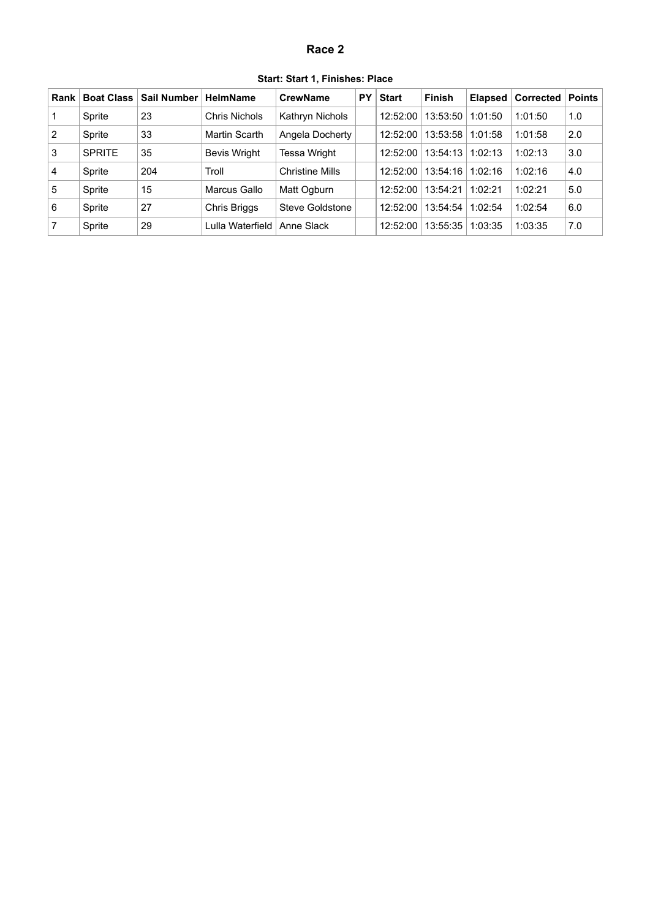# Race 2

**Start: Start 1, Finishes: Place**

| Rank | Boat Class | Sail Number | HelmName | CrewName | PY | Start | Finish | Elapsed | Corrected | Points |
|---|---|---|---|---|---|---|---|---|---|---|
| 1 | Sprite | 23 | Chris Nichols | Kathryn Nichols | | 12:52:00 | 13:53:50 | 1:01:50 | 1:01:50 | 1.0 |
| 2 | Sprite | 33 | Martin Scarth | Angela Docherty | | 12:52:00 | 13:53:58 | 1:01:58 | 1:01:58 | 2.0 |
| 3 | SPRITE | 35 | Bevis Wright | Tessa Wright | | 12:52:00 | 13:54:13 | 1:02:13 | 1:02:13 | 3.0 |
| 4 | Sprite | 204 | Troll | Christine Mills | | 12:52:00 | 13:54:16 | 1:02:16 | 1:02:16 | 4.0 |
| 5 | Sprite | 15 | Marcus Gallo | Matt Ogburn | | 12:52:00 | 13:54:21 | 1:02:21 | 1:02:21 | 5.0 |
| 6 | Sprite | 27 | Chris Briggs | Steve Goldstone | | 12:52:00 | 13:54:54 | 1:02:54 | 1:02:54 | 6.0 |
| 7 | Sprite | 29 | Lulla Waterfield | Anne Slack | | 12:52:00 | 13:55:35 | 1:03:35 | 1:03:35 | 7.0 |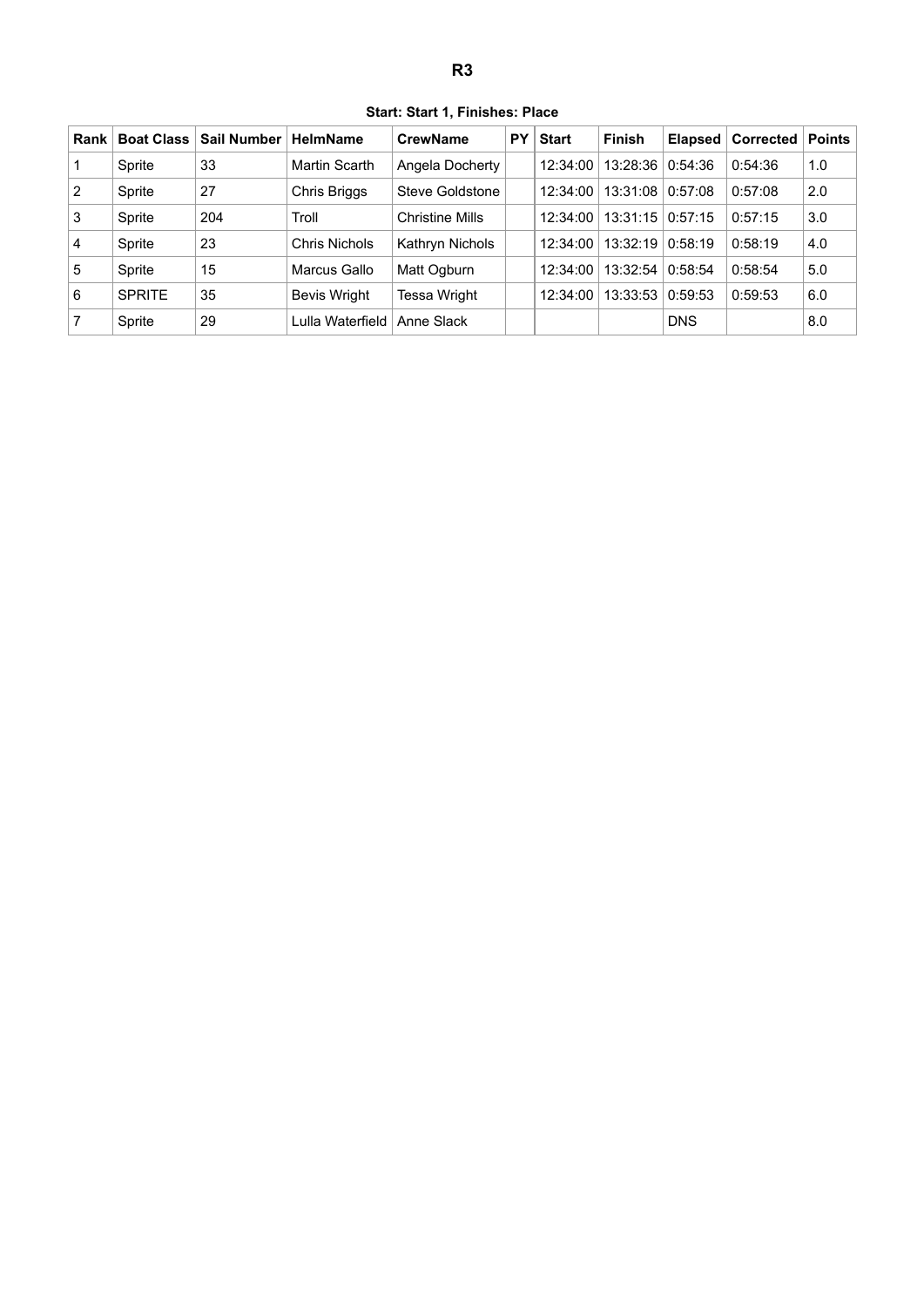# R3

**Start: Start 1, Finishes: Place**

| Rank | Boat Class | Sail Number | HelmName | CrewName | PY | Start | Finish | Elapsed | Corrected | Points |
|---|---|---|---|---|---|---|---|---|---|---|
| 1 | Sprite | 33 | Martin Scarth | Angela Docherty | | 12:34:00 | 13:28:36 | 0:54:36 | 0:54:36 | 1.0 |
| 2 | Sprite | 27 | Chris Briggs | Steve Goldstone | | 12:34:00 | 13:31:08 | 0:57:08 | 0:57:08 | 2.0 |
| 3 | Sprite | 204 | Troll | Christine Mills | | 12:34:00 | 13:31:15 | 0:57:15 | 0:57:15 | 3.0 |
| 4 | Sprite | 23 | Chris Nichols | Kathryn Nichols | | 12:34:00 | 13:32:19 | 0:58:19 | 0:58:19 | 4.0 |
| 5 | Sprite | 15 | Marcus Gallo | Matt Ogburn | | 12:34:00 | 13:32:54 | 0:58:54 | 0:58:54 | 5.0 |
| 6 | SPRITE | 35 | Bevis Wright | Tessa Wright | | 12:34:00 | 13:33:53 | 0:59:53 | 0:59:53 | 6.0 |
| 7 | Sprite | 29 | Lulla Waterfield | Anne Slack | | | | DNS | | 8.0 |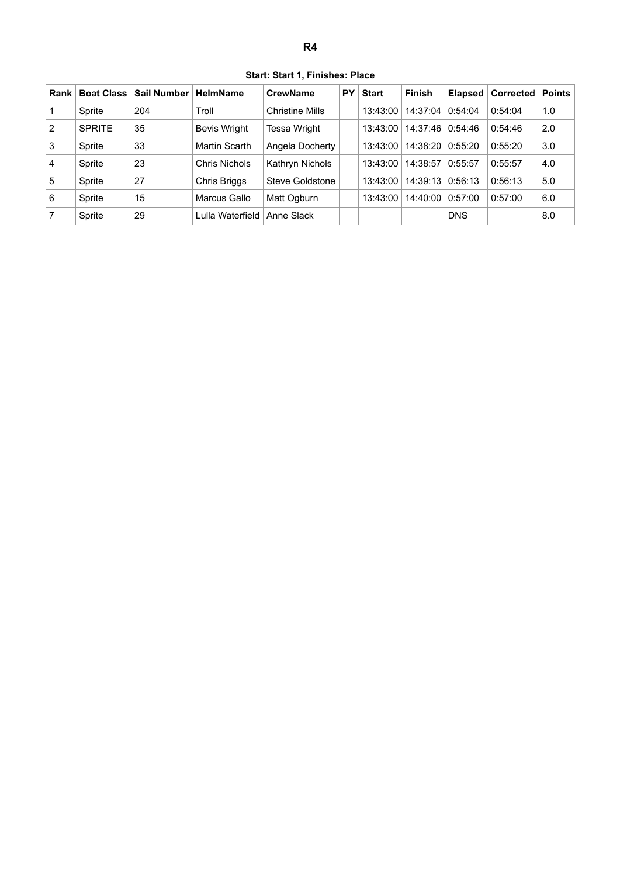# R4

**Start: Start 1, Finishes: Place**

| Rank | Boat Class | Sail Number | HelmName | CrewName | PY | Start | Finish | Elapsed | Corrected | Points |
|---|---|---|---|---|---|---|---|---|---|---|
| 1 | Sprite | 204 | Troll | Christine Mills | | 13:43:00 | 14:37:04 | 0:54:04 | 0:54:04 | 1.0 |
| 2 | SPRITE | 35 | Bevis Wright | Tessa Wright | | 13:43:00 | 14:37:46 | 0:54:46 | 0:54:46 | 2.0 |
| 3 | Sprite | 33 | Martin Scarth | Angela Docherty | | 13:43:00 | 14:38:20 | 0:55:20 | 0:55:20 | 3.0 |
| 4 | Sprite | 23 | Chris Nichols | Kathryn Nichols | | 13:43:00 | 14:38:57 | 0:55:57 | 0:55:57 | 4.0 |
| 5 | Sprite | 27 | Chris Briggs | Steve Goldstone | | 13:43:00 | 14:39:13 | 0:56:13 | 0:56:13 | 5.0 |
| 6 | Sprite | 15 | Marcus Gallo | Matt Ogburn | | 13:43:00 | 14:40:00 | 0:57:00 | 0:57:00 | 6.0 |
| 7 | Sprite | 29 | Lulla Waterfield | Anne Slack | | | | DNS | | 8.0 |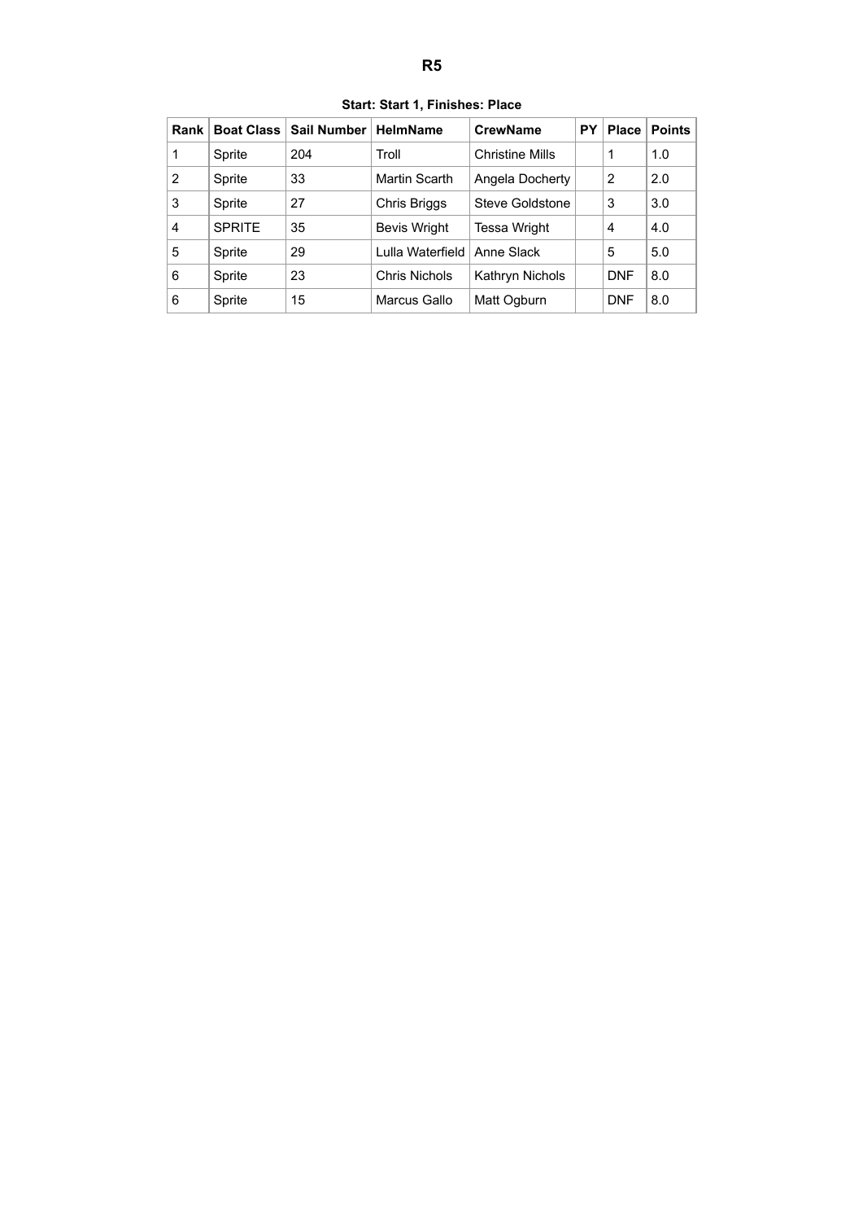# R5

**Start: Start 1, Finishes: Place**

| Rank | Boat Class | Sail Number | HelmName | CrewName | PY | Place | Points |
|---|---|---|---|---|---|---|---|
| 1 | Sprite | 204 | Troll | Christine Mills | | 1 | 1.0 |
| 2 | Sprite | 33 | Martin Scarth | Angela Docherty | | 2 | 2.0 |
| 3 | Sprite | 27 | Chris Briggs | Steve Goldstone | | 3 | 3.0 |
| 4 | SPRITE | 35 | Bevis Wright | Tessa Wright | | 4 | 4.0 |
| 5 | Sprite | 29 | Lulla Waterfield | Anne Slack | | 5 | 5.0 |
| 6 | Sprite | 23 | Chris Nichols | Kathryn Nichols | | DNF | 8.0 |
| 6 | Sprite | 15 | Marcus Gallo | Matt Ogburn | | DNF | 8.0 |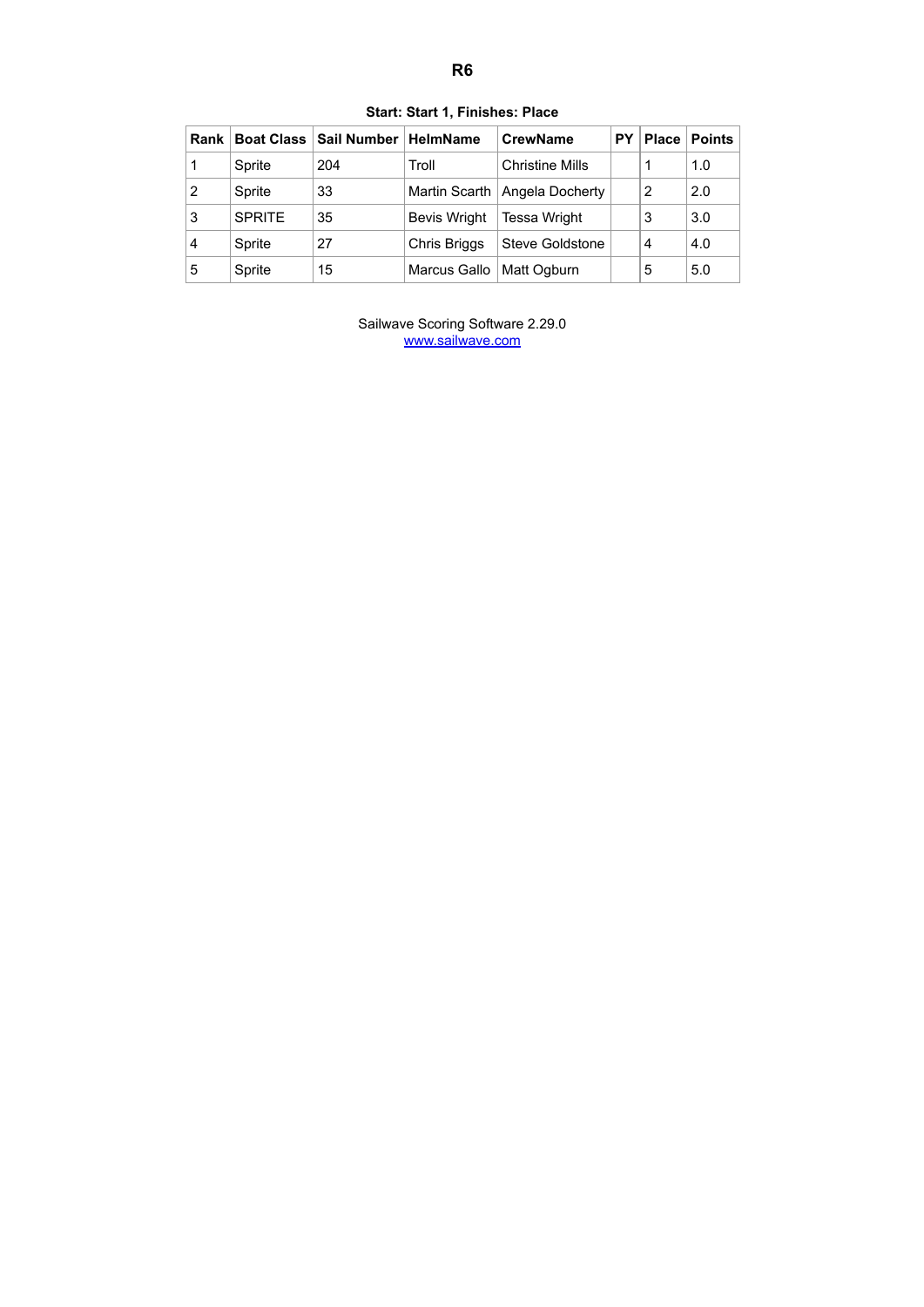# R6

**Start: Start 1, Finishes: Place**

| Rank | Boat Class | Sail Number | HelmName | CrewName | PY | Place | Points |
|---|---|---|---|---|---|---|---|
| 1 | Sprite | 204 | Troll | Christine Mills | | 1 | 1.0 |
| 2 | Sprite | 33 | Martin Scarth | Angela Docherty | | 2 | 2.0 |
| 3 | SPRITE | 35 | Bevis Wright | Tessa Wright | | 3 | 3.0 |
| 4 | Sprite | 27 | Chris Briggs | Steve Goldstone | | 4 | 4.0 |
| 5 | Sprite | 15 | Marcus Gallo | Matt Ogburn | | 5 | 5.0 |

Sailwave Scoring Software 2.29.0
www.sailwave.com